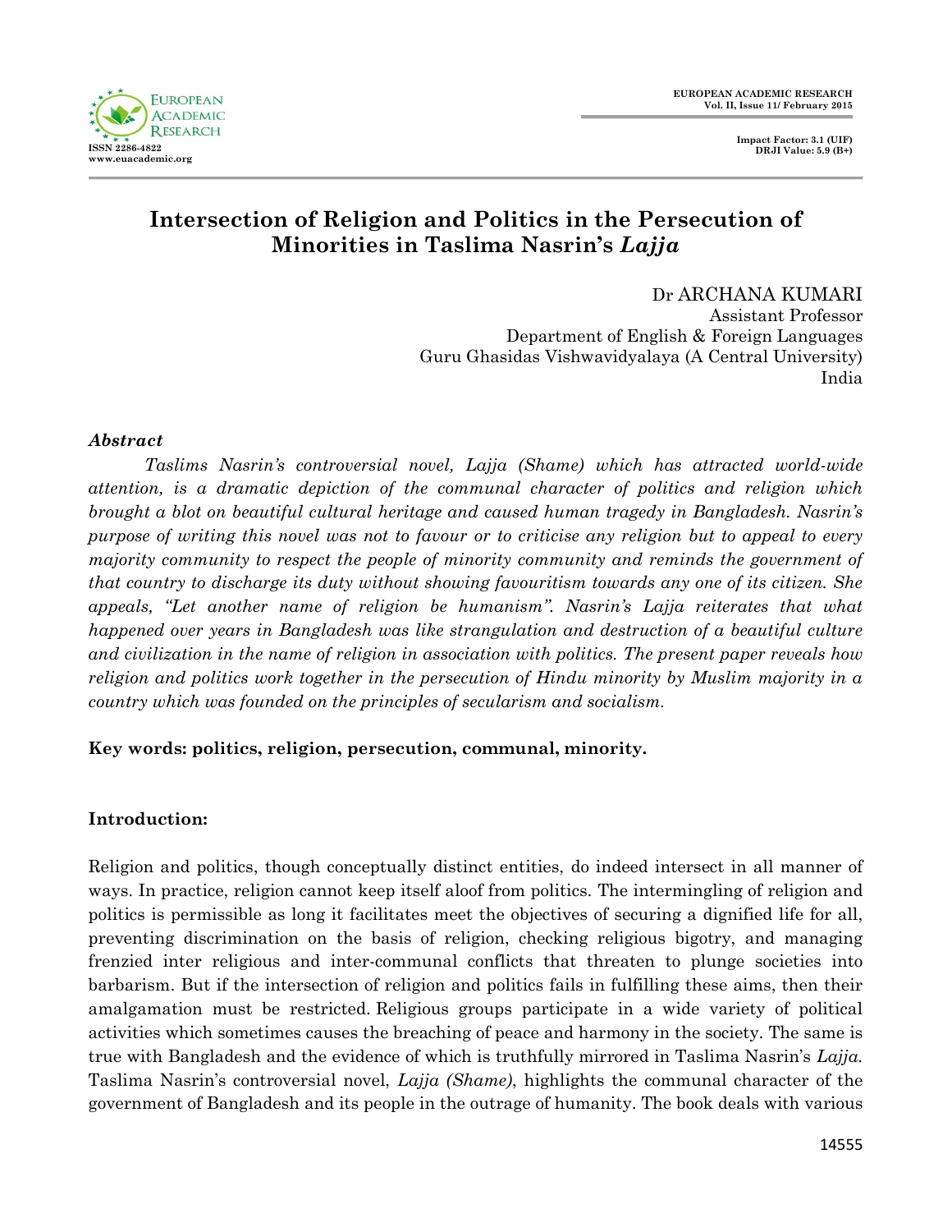# Intersection of Religion and Politics in the Persecution of Minorities in Taslima Nasrin's *Lajja*

Dr ARCHANA KUMARI
Assistant Professor
Department of English & Foreign Languages
Guru Ghasidas Vishwavidyalaya (A Central University)
India

### *Abstract*

*Taslims Nasrin's controversial novel, Lajja (Shame) which has attracted world-wide attention, is a dramatic depiction of the communal character of politics and religion which brought a blot on beautiful cultural heritage and caused human tragedy in Bangladesh. Nasrin's purpose of writing this novel was not to favour or to criticise any religion but to appeal to every majority community to respect the people of minority community and reminds the government of that country to discharge its duty without showing favouritism towards any one of its citizen. She appeals, "Let another name of religion be humanism". Nasrin's Lajja reiterates that what happened over years in Bangladesh was like strangulation and destruction of a beautiful culture and civilization in the name of religion in association with politics. The present paper reveals how religion and politics work together in the persecution of Hindu minority by Muslim majority in a country which was founded on the principles of secularism and socialism.*

**Key words: politics, religion, persecution, communal, minority.**

### Introduction:

Religion and politics, though conceptually distinct entities, do indeed intersect in all manner of ways. In practice, religion cannot keep itself aloof from politics. The intermingling of religion and politics is permissible as long it facilitates meet the objectives of securing a dignified life for all, preventing discrimination on the basis of religion, checking religious bigotry, and managing frenzied inter religious and inter-communal conflicts that threaten to plunge societies into barbarism. But if the intersection of religion and politics fails in fulfilling these aims, then their amalgamation must be restricted. Religious groups participate in a wide variety of political activities which sometimes causes the breaching of peace and harmony in the society. The same is true with Bangladesh and the evidence of which is truthfully mirrored in Taslima Nasrin's *Lajja.* Taslima Nasrin's controversial novel, *Lajja (Shame)*, highlights the communal character of the government of Bangladesh and its people in the outrage of humanity. The book deals with various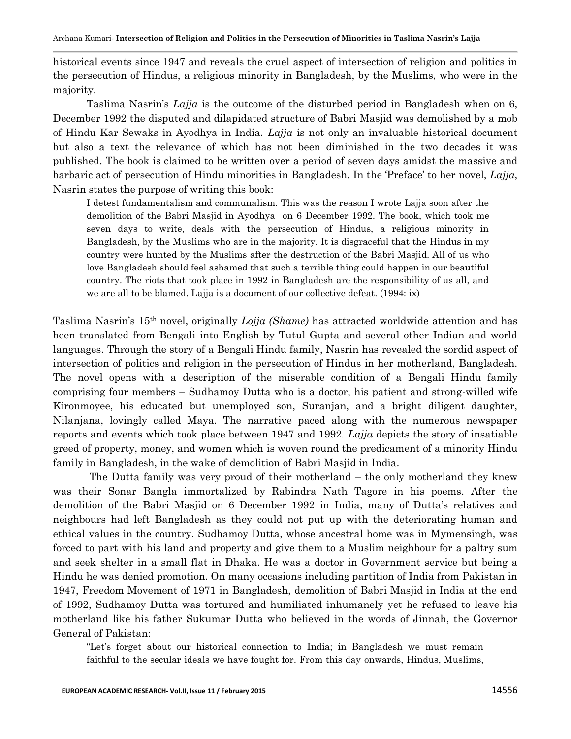historical events since 1947 and reveals the cruel aspect of intersection of religion and politics in the persecution of Hindus, a religious minority in Bangladesh, by the Muslims, who were in the majority.

Taslima Nasrin's *Lajja* is the outcome of the disturbed period in Bangladesh when on 6, December 1992 the disputed and dilapidated structure of Babri Masjid was demolished by a mob of Hindu Kar Sewaks in Ayodhya in India. *Lajja* is not only an invaluable historical document but also a text the relevance of which has not been diminished in the two decades it was published. The book is claimed to be written over a period of seven days amidst the massive and barbaric act of persecution of Hindu minorities in Bangladesh. In the 'Preface' to her novel, *Lajja*, Nasrin states the purpose of writing this book:

> I detest fundamentalism and communalism. This was the reason I wrote Lajja soon after the demolition of the Babri Masjid in Ayodhya on 6 December 1992. The book, which took me seven days to write, deals with the persecution of Hindus, a religious minority in Bangladesh, by the Muslims who are in the majority. It is disgraceful that the Hindus in my country were hunted by the Muslims after the destruction of the Babri Masjid. All of us who love Bangladesh should feel ashamed that such a terrible thing could happen in our beautiful country. The riots that took place in 1992 in Bangladesh are the responsibility of us all, and we are all to be blamed. Lajja is a document of our collective defeat. (1994: ix)

Taslima Nasrin's 15th novel, originally *Lojja (Shame)* has attracted worldwide attention and has been translated from Bengali into English by Tutul Gupta and several other Indian and world languages. Through the story of a Bengali Hindu family, Nasrin has revealed the sordid aspect of intersection of politics and religion in the persecution of Hindus in her motherland, Bangladesh. The novel opens with a description of the miserable condition of a Bengali Hindu family comprising four members – Sudhamoy Dutta who is a doctor, his patient and strong-willed wife Kironmoyee, his educated but unemployed son, Suranjan, and a bright diligent daughter, Nilanjana, lovingly called Maya. The narrative paced along with the numerous newspaper reports and events which took place between 1947 and 1992. *Lajja* depicts the story of insatiable greed of property, money, and women which is woven round the predicament of a minority Hindu family in Bangladesh, in the wake of demolition of Babri Masjid in India.

The Dutta family was very proud of their motherland – the only motherland they knew was their Sonar Bangla immortalized by Rabindra Nath Tagore in his poems. After the demolition of the Babri Masjid on 6 December 1992 in India, many of Dutta's relatives and neighbours had left Bangladesh as they could not put up with the deteriorating human and ethical values in the country. Sudhamoy Dutta, whose ancestral home was in Mymensingh, was forced to part with his land and property and give them to a Muslim neighbour for a paltry sum and seek shelter in a small flat in Dhaka. He was a doctor in Government service but being a Hindu he was denied promotion. On many occasions including partition of India from Pakistan in 1947, Freedom Movement of 1971 in Bangladesh, demolition of Babri Masjid in India at the end of 1992, Sudhamoy Dutta was tortured and humiliated inhumanely yet he refused to leave his motherland like his father Sukumar Dutta who believed in the words of Jinnah, the Governor General of Pakistan:

> "Let's forget about our historical connection to India; in Bangladesh we must remain faithful to the secular ideals we have fought for. From this day onwards, Hindus, Muslims,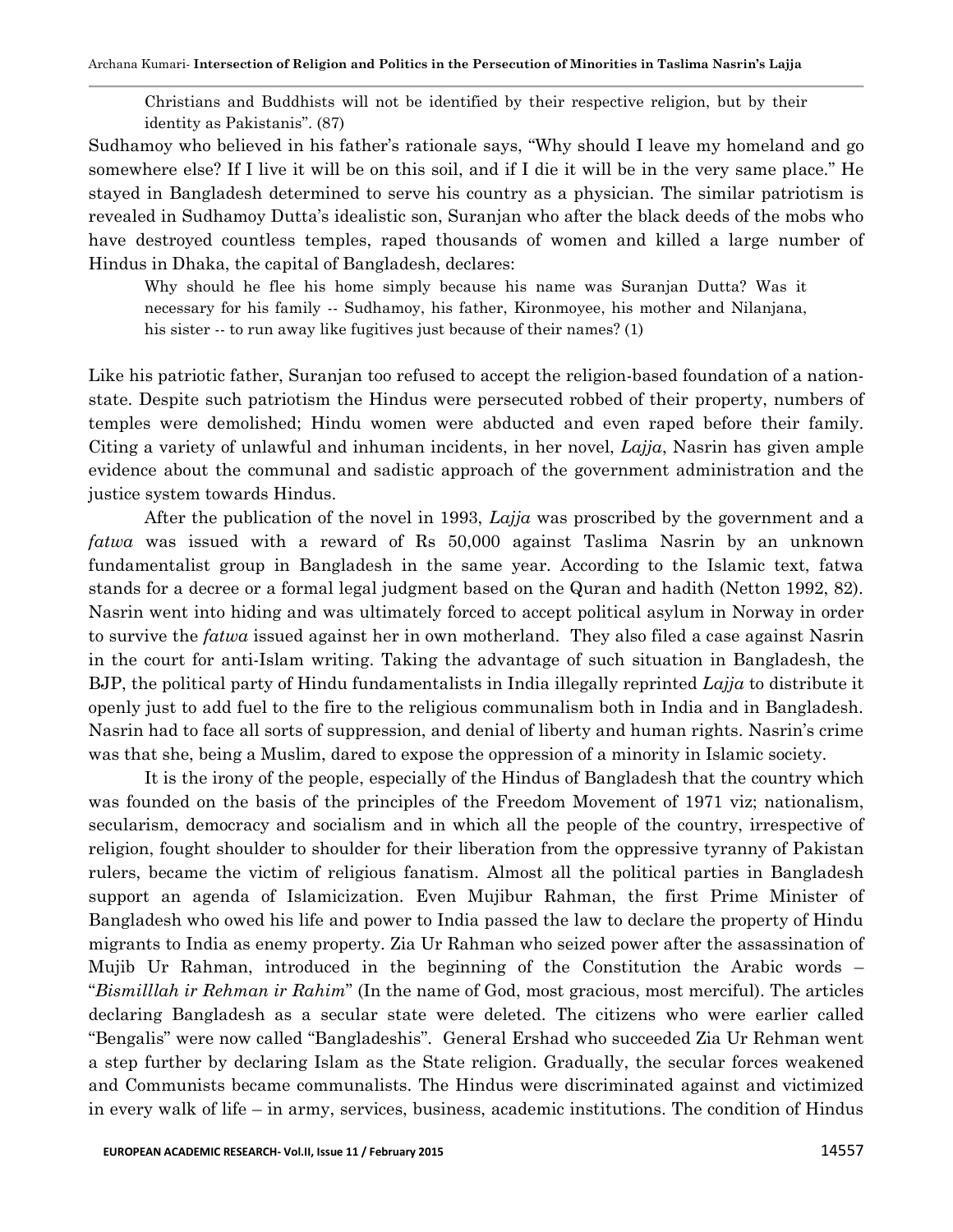> Christians and Buddhists will not be identified by their respective religion, but by their identity as Pakistanis". (87)

Sudhamoy who believed in his father's rationale says, "Why should I leave my homeland and go somewhere else? If I live it will be on this soil, and if I die it will be in the very same place." He stayed in Bangladesh determined to serve his country as a physician. The similar patriotism is revealed in Sudhamoy Dutta's idealistic son, Suranjan who after the black deeds of the mobs who have destroyed countless temples, raped thousands of women and killed a large number of Hindus in Dhaka, the capital of Bangladesh, declares:

> Why should he flee his home simply because his name was Suranjan Dutta? Was it necessary for his family -- Sudhamoy, his father, Kironmoyee, his mother and Nilanjana, his sister -- to run away like fugitives just because of their names? (1)

Like his patriotic father, Suranjan too refused to accept the religion-based foundation of a nation-state. Despite such patriotism the Hindus were persecuted robbed of their property, numbers of temples were demolished; Hindu women were abducted and even raped before their family. Citing a variety of unlawful and inhuman incidents, in her novel, *Lajja*, Nasrin has given ample evidence about the communal and sadistic approach of the government administration and the justice system towards Hindus.

After the publication of the novel in 1993, *Lajja* was proscribed by the government and a *fatwa* was issued with a reward of Rs 50,000 against Taslima Nasrin by an unknown fundamentalist group in Bangladesh in the same year. According to the Islamic text, fatwa stands for a decree or a formal legal judgment based on the Quran and hadith (Netton 1992, 82). Nasrin went into hiding and was ultimately forced to accept political asylum in Norway in order to survive the *fatwa* issued against her in own motherland. They also filed a case against Nasrin in the court for anti-Islam writing. Taking the advantage of such situation in Bangladesh, the BJP, the political party of Hindu fundamentalists in India illegally reprinted *Lajja* to distribute it openly just to add fuel to the fire to the religious communalism both in India and in Bangladesh. Nasrin had to face all sorts of suppression, and denial of liberty and human rights. Nasrin's crime was that she, being a Muslim, dared to expose the oppression of a minority in Islamic society.

It is the irony of the people, especially of the Hindus of Bangladesh that the country which was founded on the basis of the principles of the Freedom Movement of 1971 viz; nationalism, secularism, democracy and socialism and in which all the people of the country, irrespective of religion, fought shoulder to shoulder for their liberation from the oppressive tyranny of Pakistan rulers, became the victim of religious fanatism. Almost all the political parties in Bangladesh support an agenda of Islamicization. Even Mujibur Rahman, the first Prime Minister of Bangladesh who owed his life and power to India passed the law to declare the property of Hindu migrants to India as enemy property. Zia Ur Rahman who seized power after the assassination of Mujib Ur Rahman, introduced in the beginning of the Constitution the Arabic words – "*Bismilllah ir Rehman ir Rahim*" (In the name of God, most gracious, most merciful). The articles declaring Bangladesh as a secular state were deleted. The citizens who were earlier called "Bengalis" were now called "Bangladeshis". General Ershad who succeeded Zia Ur Rehman went a step further by declaring Islam as the State religion. Gradually, the secular forces weakened and Communists became communalists. The Hindus were discriminated against and victimized in every walk of life – in army, services, business, academic institutions. The condition of Hindus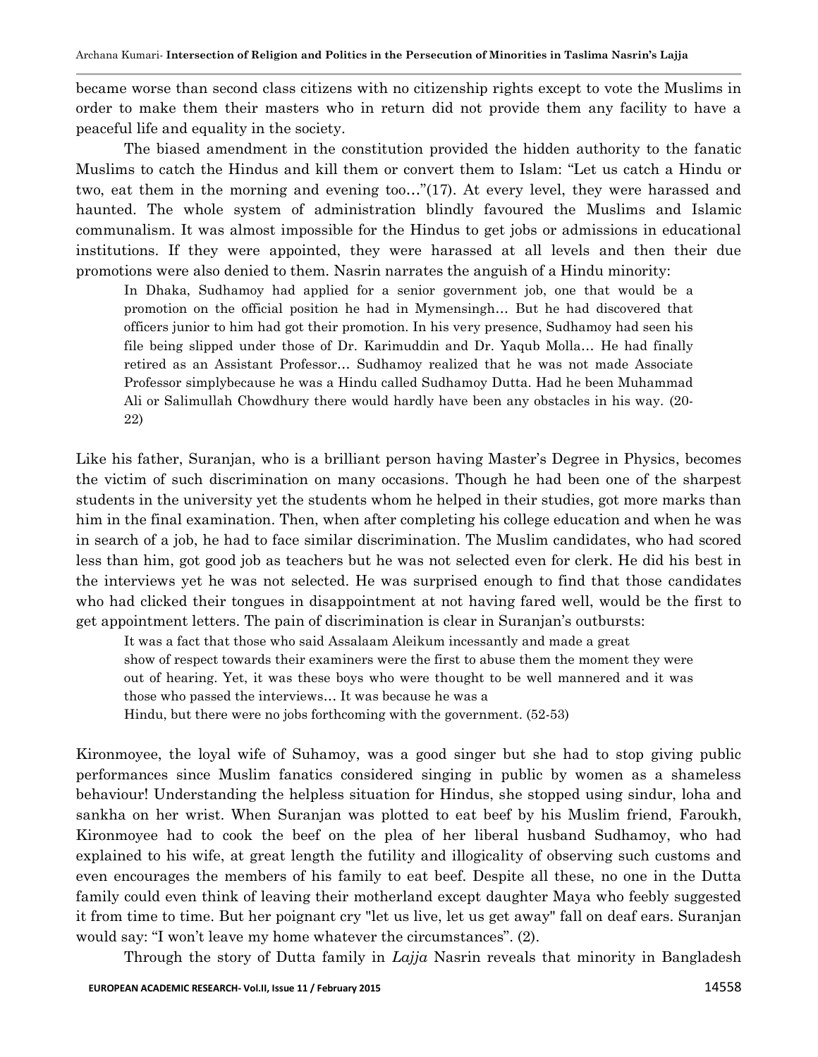became worse than second class citizens with no citizenship rights except to vote the Muslims in order to make them their masters who in return did not provide them any facility to have a peaceful life and equality in the society.

The biased amendment in the constitution provided the hidden authority to the fanatic Muslims to catch the Hindus and kill them or convert them to Islam: "Let us catch a Hindu or two, eat them in the morning and evening too…"(17). At every level, they were harassed and haunted. The whole system of administration blindly favoured the Muslims and Islamic communalism. It was almost impossible for the Hindus to get jobs or admissions in educational institutions. If they were appointed, they were harassed at all levels and then their due promotions were also denied to them. Nasrin narrates the anguish of a Hindu minority:

> In Dhaka, Sudhamoy had applied for a senior government job, one that would be a promotion on the official position he had in Mymensingh… But he had discovered that officers junior to him had got their promotion. In his very presence, Sudhamoy had seen his file being slipped under those of Dr. Karimuddin and Dr. Yaqub Molla… He had finally retired as an Assistant Professor… Sudhamoy realized that he was not made Associate Professor simplybecause he was a Hindu called Sudhamoy Dutta. Had he been Muhammad Ali or Salimullah Chowdhury there would hardly have been any obstacles in his way. (20-22)

Like his father, Suranjan, who is a brilliant person having Master's Degree in Physics, becomes the victim of such discrimination on many occasions. Though he had been one of the sharpest students in the university yet the students whom he helped in their studies, got more marks than him in the final examination. Then, when after completing his college education and when he was in search of a job, he had to face similar discrimination. The Muslim candidates, who had scored less than him, got good job as teachers but he was not selected even for clerk. He did his best in the interviews yet he was not selected. He was surprised enough to find that those candidates who had clicked their tongues in disappointment at not having fared well, would be the first to get appointment letters. The pain of discrimination is clear in Suranjan's outbursts:

> It was a fact that those who said Assalaam Aleikum incessantly and made a great show of respect towards their examiners were the first to abuse them the moment they were out of hearing. Yet, it was these boys who were thought to be well mannered and it was those who passed the interviews… It was because he was a Hindu, but there were no jobs forthcoming with the government. (52-53)

Kironmoyee, the loyal wife of Suhamoy, was a good singer but she had to stop giving public performances since Muslim fanatics considered singing in public by women as a shameless behaviour! Understanding the helpless situation for Hindus, she stopped using sindur, loha and sankha on her wrist. When Suranjan was plotted to eat beef by his Muslim friend, Faroukh, Kironmoyee had to cook the beef on the plea of her liberal husband Sudhamoy, who had explained to his wife, at great length the futility and illogicality of observing such customs and even encourages the members of his family to eat beef. Despite all these, no one in the Dutta family could even think of leaving their motherland except daughter Maya who feebly suggested it from time to time. But her poignant cry "let us live, let us get away" fall on deaf ears. Suranjan would say: "I won't leave my home whatever the circumstances". (2).

Through the story of Dutta family in *Lajja* Nasrin reveals that minority in Bangladesh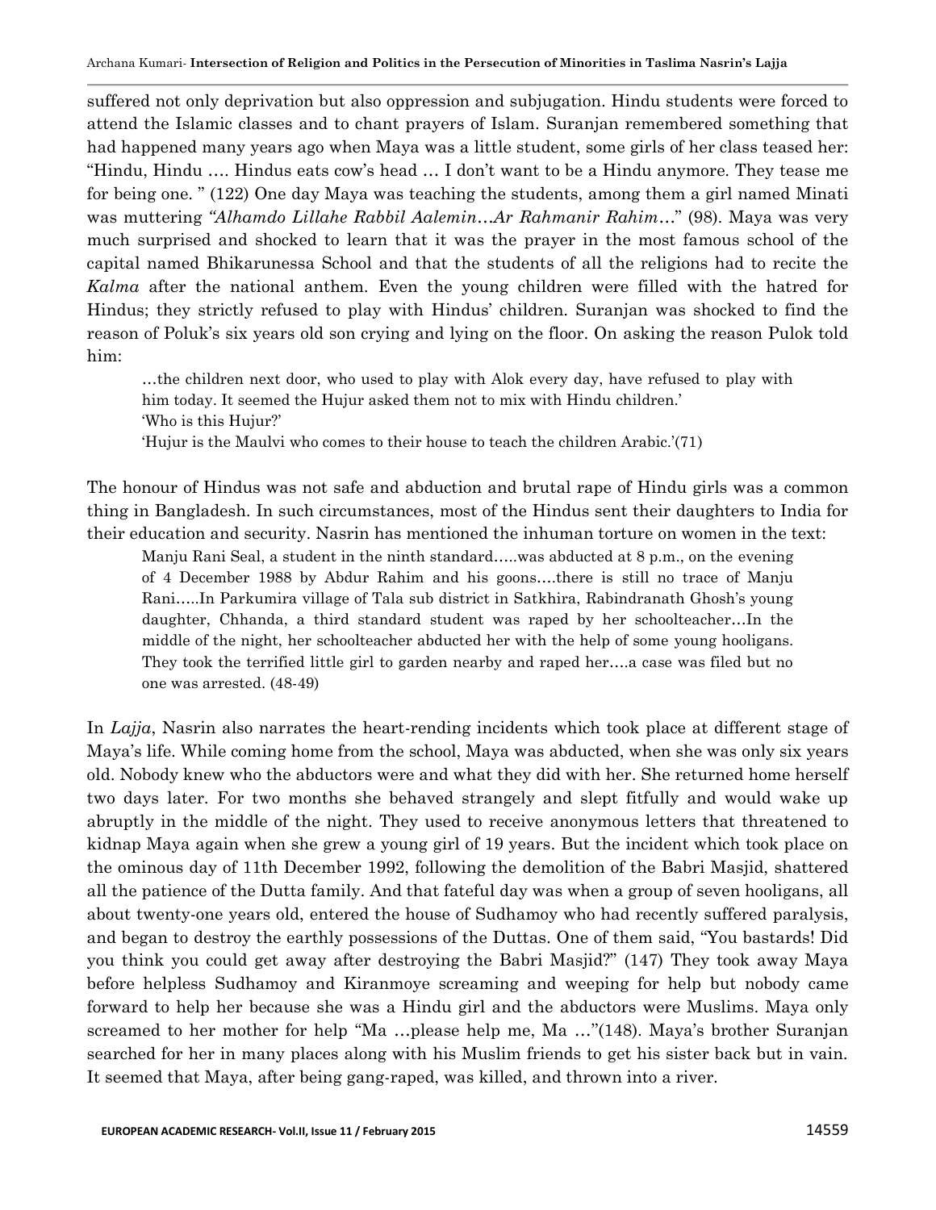suffered not only deprivation but also oppression and subjugation. Hindu students were forced to attend the Islamic classes and to chant prayers of Islam. Suranjan remembered something that had happened many years ago when Maya was a little student, some girls of her class teased her: "Hindu, Hindu …. Hindus eats cow's head … I don't want to be a Hindu anymore. They tease me for being one. " (122) One day Maya was teaching the students, among them a girl named Minati was muttering *"Alhamdo Lillahe Rabbil Aalemin…Ar Rahmanir Rahim…*" (98). Maya was very much surprised and shocked to learn that it was the prayer in the most famous school of the capital named Bhikarunessa School and that the students of all the religions had to recite the *Kalma* after the national anthem. Even the young children were filled with the hatred for Hindus; they strictly refused to play with Hindus' children. Suranjan was shocked to find the reason of Poluk's six years old son crying and lying on the floor. On asking the reason Pulok told him:

> …the children next door, who used to play with Alok every day, have refused to play with him today. It seemed the Hujur asked them not to mix with Hindu children.'
> 'Who is this Hujur?'
> 'Hujur is the Maulvi who comes to their house to teach the children Arabic.'(71)

The honour of Hindus was not safe and abduction and brutal rape of Hindu girls was a common thing in Bangladesh. In such circumstances, most of the Hindus sent their daughters to India for their education and security. Nasrin has mentioned the inhuman torture on women in the text:

> Manju Rani Seal, a student in the ninth standard…..was abducted at 8 p.m., on the evening of 4 December 1988 by Abdur Rahim and his goons….there is still no trace of Manju Rani…..In Parkumira village of Tala sub district in Satkhira, Rabindranath Ghosh's young daughter, Chhanda, a third standard student was raped by her schoolteacher…In the middle of the night, her schoolteacher abducted her with the help of some young hooligans. They took the terrified little girl to garden nearby and raped her….a case was filed but no one was arrested. (48-49)

In *Lajja*, Nasrin also narrates the heart-rending incidents which took place at different stage of Maya's life. While coming home from the school, Maya was abducted, when she was only six years old. Nobody knew who the abductors were and what they did with her. She returned home herself two days later. For two months she behaved strangely and slept fitfully and would wake up abruptly in the middle of the night. They used to receive anonymous letters that threatened to kidnap Maya again when she grew a young girl of 19 years. But the incident which took place on the ominous day of 11th December 1992, following the demolition of the Babri Masjid, shattered all the patience of the Dutta family. And that fateful day was when a group of seven hooligans, all about twenty-one years old, entered the house of Sudhamoy who had recently suffered paralysis, and began to destroy the earthly possessions of the Duttas. One of them said, "You bastards! Did you think you could get away after destroying the Babri Masjid?" (147) They took away Maya before helpless Sudhamoy and Kiranmoye screaming and weeping for help but nobody came forward to help her because she was a Hindu girl and the abductors were Muslims. Maya only screamed to her mother for help "Ma …please help me, Ma …"(148). Maya's brother Suranjan searched for her in many places along with his Muslim friends to get his sister back but in vain. It seemed that Maya, after being gang-raped, was killed, and thrown into a river.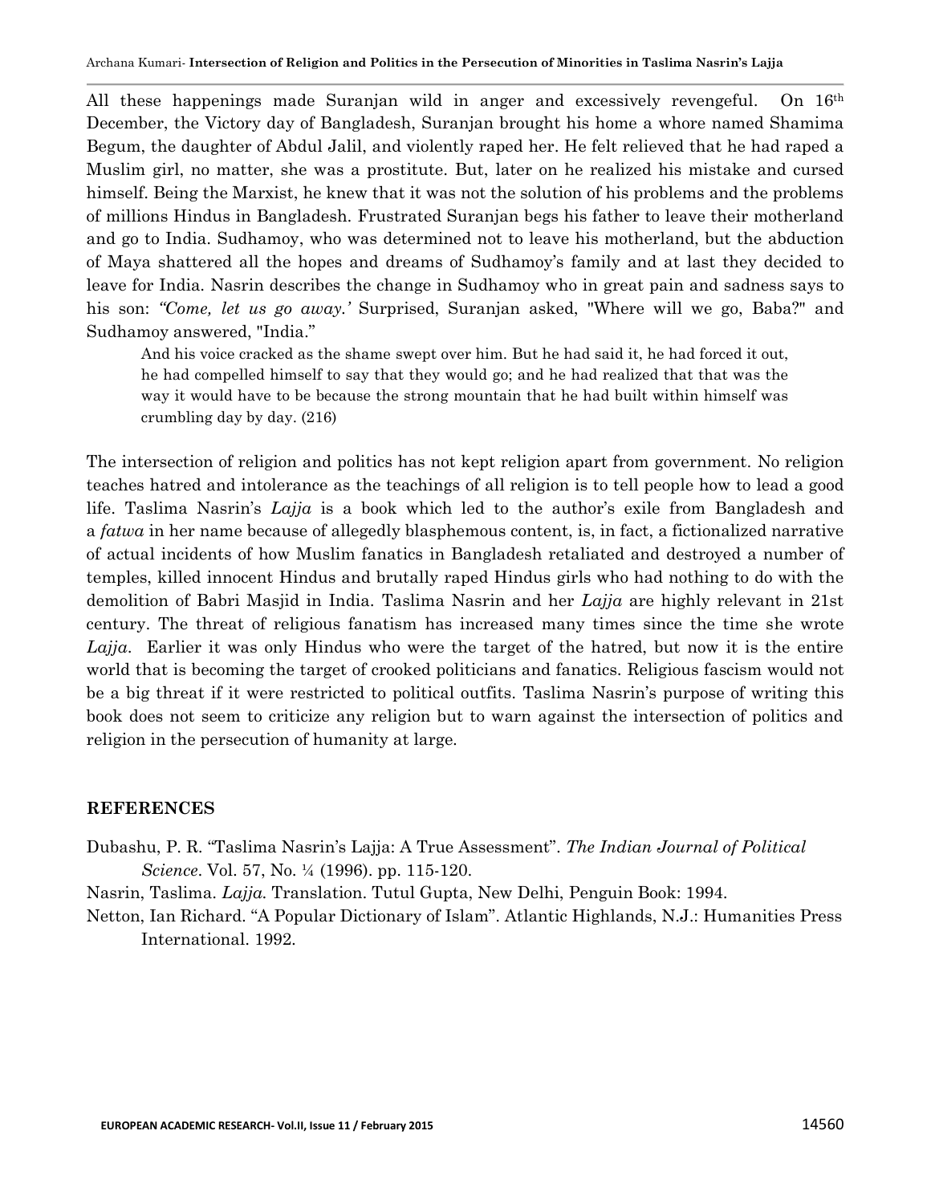All these happenings made Suranjan wild in anger and excessively revengeful. On 16th December, the Victory day of Bangladesh, Suranjan brought his home a whore named Shamima Begum, the daughter of Abdul Jalil, and violently raped her. He felt relieved that he had raped a Muslim girl, no matter, she was a prostitute. But, later on he realized his mistake and cursed himself. Being the Marxist, he knew that it was not the solution of his problems and the problems of millions Hindus in Bangladesh. Frustrated Suranjan begs his father to leave their motherland and go to India. Sudhamoy, who was determined not to leave his motherland, but the abduction of Maya shattered all the hopes and dreams of Sudhamoy's family and at last they decided to leave for India. Nasrin describes the change in Sudhamoy who in great pain and sadness says to his son: *"Come, let us go away.'* Surprised, Suranjan asked, "Where will we go, Baba?" and Sudhamoy answered, "India."

> And his voice cracked as the shame swept over him. But he had said it, he had forced it out, he had compelled himself to say that they would go; and he had realized that that was the way it would have to be because the strong mountain that he had built within himself was crumbling day by day. (216)

The intersection of religion and politics has not kept religion apart from government. No religion teaches hatred and intolerance as the teachings of all religion is to tell people how to lead a good life. Taslima Nasrin's *Lajja* is a book which led to the author's exile from Bangladesh and a *fatwa* in her name because of allegedly blasphemous content, is, in fact, a fictionalized narrative of actual incidents of how Muslim fanatics in Bangladesh retaliated and destroyed a number of temples, killed innocent Hindus and brutally raped Hindus girls who had nothing to do with the demolition of Babri Masjid in India. Taslima Nasrin and her *Lajja* are highly relevant in 21st century. The threat of religious fanatism has increased many times since the time she wrote *Lajja*. Earlier it was only Hindus who were the target of the hatred, but now it is the entire world that is becoming the target of crooked politicians and fanatics. Religious fascism would not be a big threat if it were restricted to political outfits. Taslima Nasrin's purpose of writing this book does not seem to criticize any religion but to warn against the intersection of politics and religion in the persecution of humanity at large.

## REFERENCES

Dubashu, P. R. "Taslima Nasrin's Lajja: A True Assessment". *The Indian Journal of Political Science*. Vol. 57, No. ¼ (1996). pp. 115-120.

Nasrin, Taslima. *Lajja.* Translation. Tutul Gupta, New Delhi, Penguin Book: 1994.

Netton, Ian Richard. "A Popular Dictionary of Islam". Atlantic Highlands, N.J.: Humanities Press International. 1992.